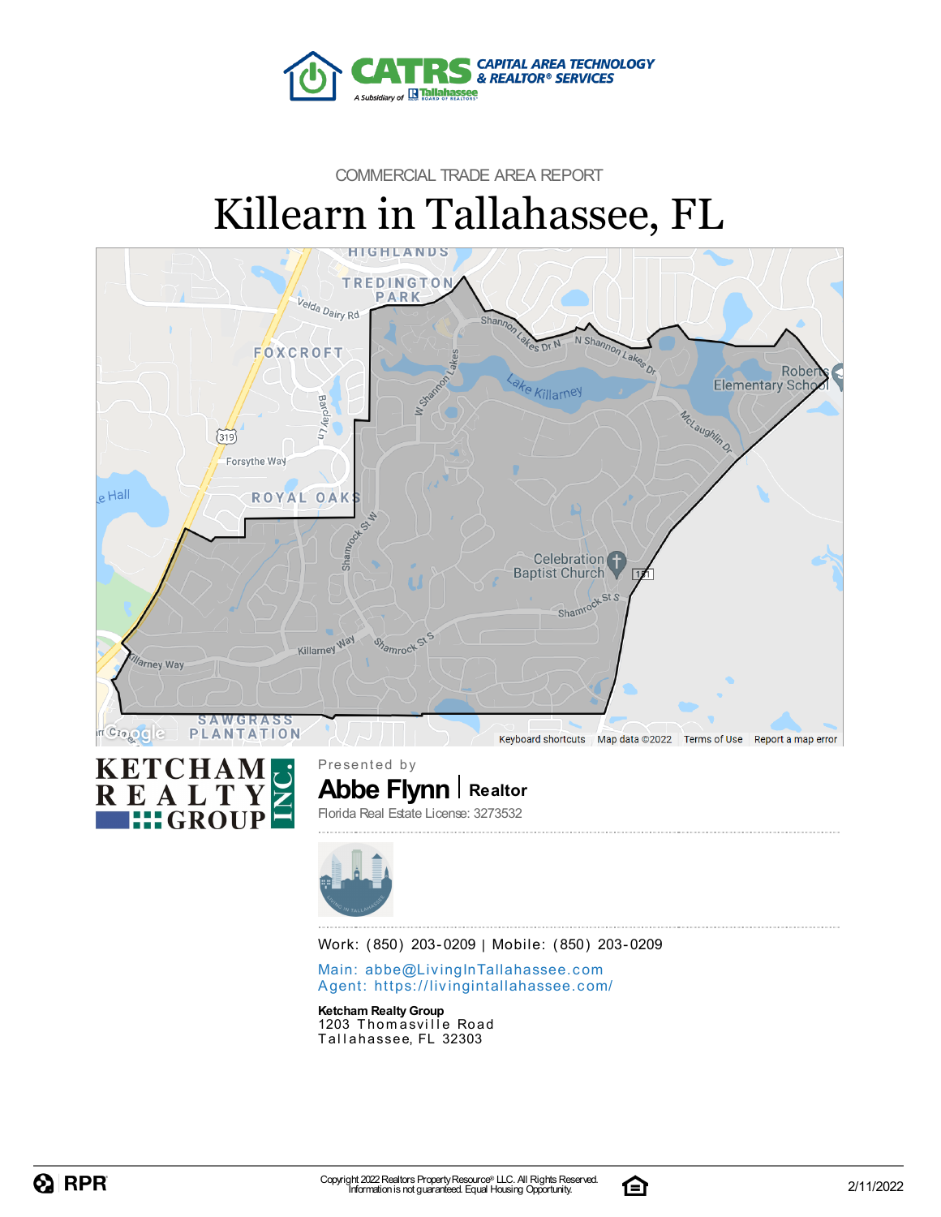CAPITAL AREA TECHNOLOGY & REALTOR® SERVICES

COMMERCIAL TRADE AREA REPORT

# Killearn in Tallahassee, FL

Presented by

**Abbe Flynn** | Realtor

Florida Real Estate License: 3273532

Work: (850) 203-0209 | Mobile: (850) 203-0209

Main: abbe@LivingInTallahassee.com
Agent: https://livingintallahassee.com/

**Ketcham Realty Group**
1203 Thomasville Road
Tallahassee, FL 32303

Copyright 2022 Realtors Property Resource® LLC. All Rights Reserved.
Information is not guaranteed. Equal Housing Opportunity.

2/11/2022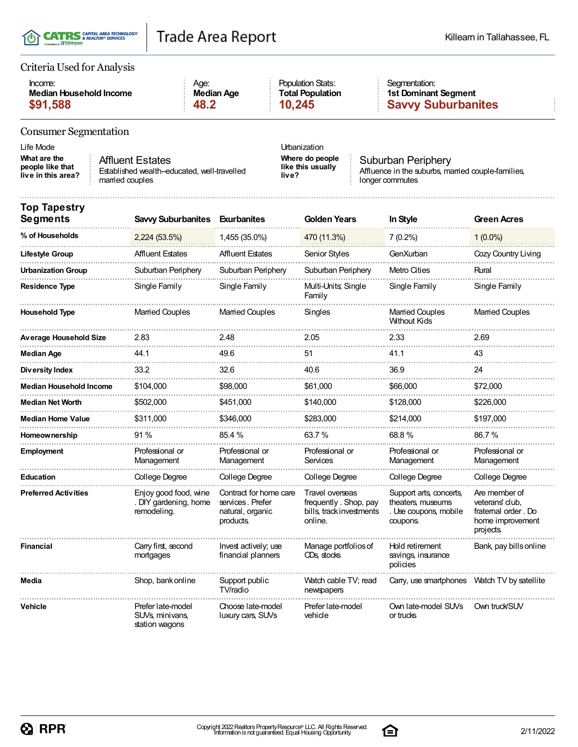# Trade Area Report

Killearn in Tallahassee, FL

## Criteria Used for Analysis

| Income: | Age: | Population Stats: | Segmentation: |
|---|---|---|---|
| **Median Household Income** | **Median Age** | **Total Population** | **1st Dominant Segment** |
| **$91,588** | **48.2** | **10,245** | **Savvy Suburbanites** |

## Consumer Segmentation

**Life Mode**

**What are the people like that live in this area?**

Affluent Estates
Established wealth–educated, well-travelled married couples

**Urbanization**

**Where do people like this usually live?**

Suburban Periphery
Affluence in the suburbs, married couple-families, longer commutes

| **Top Tapestry Segments** | **Savvy Suburbanites** | **Exurbanites** | **Golden Years** | **In Style** | **Green Acres** |
|---|---|---|---|---|---|
| **% of Households** | 2,224 (53.5%) | 1,455 (35.0%) | 470 (11.3%) | 7 (0.2%) | 1 (0.0%) |
| **Lifestyle Group** | Affluent Estates | Affluent Estates | Senior Styles | GenXurban | Cozy Country Living |
| **Urbanization Group** | Suburban Periphery | Suburban Periphery | Suburban Periphery | Metro Cities | Rural |
| **Residence Type** | Single Family | Single Family | Multi-Units; Single Family | Single Family | Single Family |
| **Household Type** | Married Couples | Married Couples | Singles | Married Couples Without Kids | Married Couples |
| **Average Household Size** | 2.83 | 2.48 | 2.05 | 2.33 | 2.69 |
| **Median Age** | 44.1 | 49.6 | 51 | 41.1 | 43 |
| **Diversity Index** | 33.2 | 32.6 | 40.6 | 36.9 | 24 |
| **Median Household Income** | $104,000 | $98,000 | $61,000 | $66,000 | $72,000 |
| **Median Net Worth** | $502,000 | $451,000 | $140,000 | $128,000 | $226,000 |
| **Median Home Value** | $311,000 | $346,000 | $283,000 | $214,000 | $197,000 |
| **Homeownership** | 91 % | 85.4 % | 63.7 % | 68.8 % | 86.7 % |
| **Employment** | Professional or Management | Professional or Management | Professional or Services | Professional or Management | Professional or Management |
| **Education** | College Degree | College Degree | College Degree | College Degree | College Degree |
| **Preferred Activities** | Enjoy good food, wine . DIY gardening, home remodeling. | Contract for home care services . Prefer natural, organic products. | Travel overseas frequently . Shop, pay bills, track investments online. | Support arts, concerts, theaters, museums . Use coupons, mobile coupons. | Are member of veterans' club, fraternal order . Do home improvement projects. |
| **Financial** | Carry first, second mortgages | Invest actively; use financial planners | Manage portfolios of CDs, stocks | Hold retirement savings, insurance policies | Bank, pay bills online |
| **Media** | Shop, bank online | Support public TV/radio | Watch cable TV; read newspapers | Carry, use smartphones | Watch TV by satellite |
| **Vehicle** | Prefer late-model SUVs, minivans, station wagons | Choose late-model luxury cars, SUVs | Prefer late-model vehicle | Own late-model SUVs or trucks | Own truck/SUV |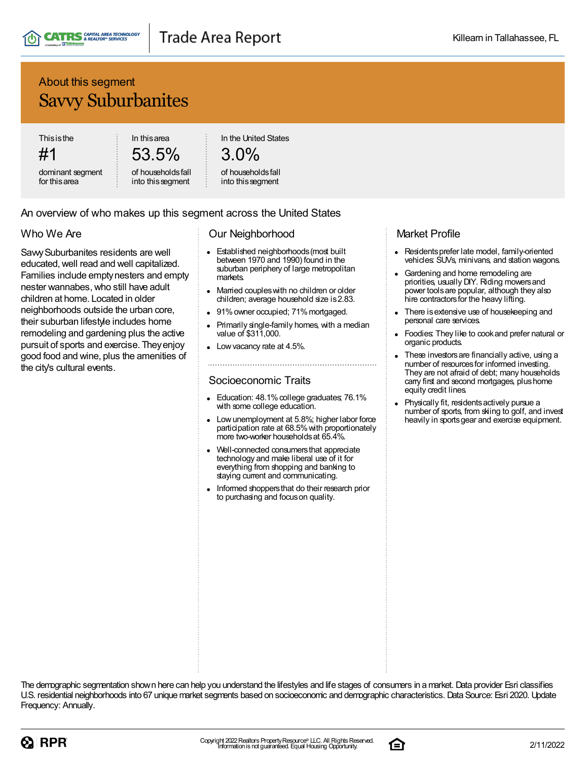## About this segment

# Savvy Suburbanites

| This is the | In this area | In the United States |
| --- | --- | --- |
| #1 | 53.5% | 3.0% |
| dominant segment for this area | of households fall into this segment | of households fall into this segment |

## An overview of who makes up this segment across the United States

### Who We Are

Savvy Suburbanites residents are well educated, well read and well capitalized. Families include empty nesters and empty nester wannabes, who still have adult children at home. Located in older neighborhoods outside the urban core, their suburban lifestyle includes home remodeling and gardening plus the active pursuit of sports and exercise. They enjoy good food and wine, plus the amenities of the city's cultural events.

### Our Neighborhood

- Established neighborhoods (most built between 1970 and 1990) found in the suburban periphery of large metropolitan markets.
- Married couples with no children or older children; average household size is 2.83.
- 91% owner occupied; 71% mortgaged.
- Primarily single-family homes, with a median value of $311,000.
- Low vacancy rate at 4.5%.

### Socioeconomic Traits

- Education: 48.1% college graduates; 76.1% with some college education.
- Low unemployment at 5.8%; higher labor force participation rate at 68.5% with proportionately more two-worker households at 65.4%.
- Well-connected consumers that appreciate technology and make liberal use of it for everything from shopping and banking to staying current and communicating.
- Informed shoppers that do their research prior to purchasing and focus on quality.

### Market Profile

- Residents prefer late model, family-oriented vehicles: SUVs, minivans, and station wagons.
- Gardening and home remodeling are priorities, usually DIY. Riding mowers and power tools are popular, although they also hire contractors for the heavy lifting.
- There is extensive use of housekeeping and personal care services.
- Foodies: They like to cook and prefer natural or organic products.
- These investors are financially active, using a number of resources for informed investing. They are not afraid of debt; many households carry first and second mortgages, plus home equity credit lines.
- Physically fit, residents actively pursue a number of sports, from skiing to golf, and invest heavily in sports gear and exercise equipment.

The demographic segmentation shown here can help you understand the lifestyles and life stages of consumers in a market. Data provider Esri classifies U.S. residential neighborhoods into 67 unique market segments based on socioeconomic and demographic characteristics. Data Source: Esri 2020. Update Frequency: Annually.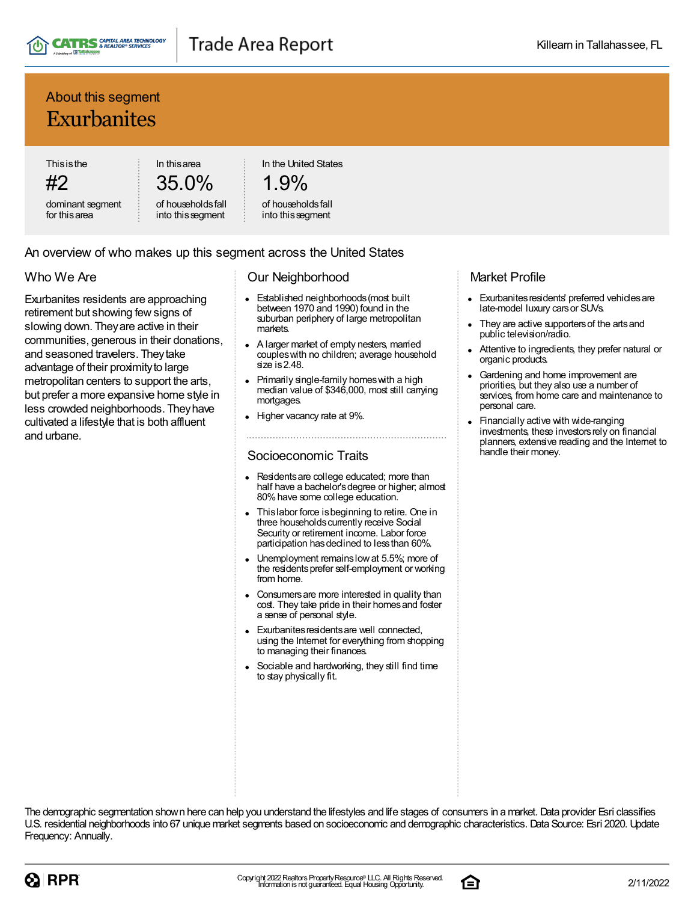## About this segment

# Exurbanites

| This is the | In this area | In the United States |
|---|---|---|
| #2 | 35.0% | 1.9% |
| dominant segment for this area | of households fall into this segment | of households fall into this segment |

## An overview of who makes up this segment across the United States

### Who We Are

Exurbanites residents are approaching retirement but showing few signs of slowing down. They are active in their communities, generous in their donations, and seasoned travelers. They take advantage of their proximity to large metropolitan centers to support the arts, but prefer a more expansive home style in less crowded neighborhoods. They have cultivated a lifestyle that is both affluent and urbane.

### Our Neighborhood

- Established neighborhoods (most built between 1970 and 1990) found in the suburban periphery of large metropolitan markets.
- A larger market of empty nesters, married couples with no children; average household size is 2.48.
- Primarily single-family homes with a high median value of $346,000, most still carrying mortgages.
- Higher vacancy rate at 9%.

### Socioeconomic Traits

- Residents are college educated; more than half have a bachelor's degree or higher; almost 80% have some college education.
- This labor force is beginning to retire. One in three households currently receive Social Security or retirement income. Labor force participation has declined to less than 60%.
- Unemployment remains low at 5.5%; more of the residents prefer self-employment or working from home.
- Consumers are more interested in quality than cost. They take pride in their homes and foster a sense of personal style.
- Exurbanites residents are well connected, using the Internet for everything from shopping to managing their finances.
- Sociable and hardworking, they still find time to stay physically fit.

### Market Profile

- Exurbanites residents' preferred vehicles are late-model luxury cars or SUVs.
- They are active supporters of the arts and public television/radio.
- Attentive to ingredients, they prefer natural or organic products.
- Gardening and home improvement are priorities, but they also use a number of services, from home care and maintenance to personal care.
- Financially active with wide-ranging investments, these investors rely on financial planners, extensive reading and the Internet to handle their money.

The demographic segmentation shown here can help you understand the lifestyles and life stages of consumers in a market. Data provider Esri classifies U.S. residential neighborhoods into 67 unique market segments based on socioeconomic and demographic characteristics. Data Source: Esri 2020. Update Frequency: Annually.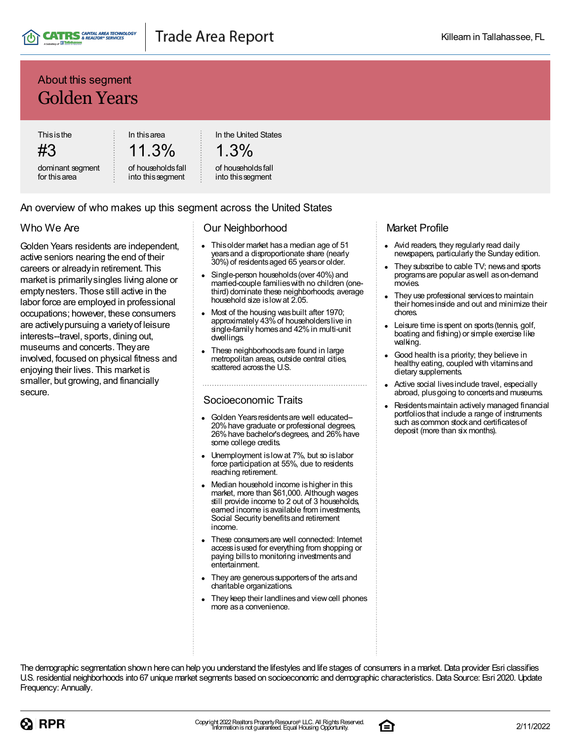## About this segment

# Golden Years

| This is the | In this area | In the United States |
|---|---|---|
| #3 | 11.3% | 1.3% |
| dominant segment for this area | of households fall into this segment | of households fall into this segment |

An overview of who makes up this segment across the United States

### Who We Are

Golden Years residents are independent, active seniors nearing the end of their careers or already in retirement. This market is primarily singles living alone or empty nesters. Those still active in the labor force are employed in professional occupations; however, these consumers are actively pursuing a variety of leisure interests--travel, sports, dining out, museums and concerts. They are involved, focused on physical fitness and enjoying their lives. This market is smaller, but growing, and financially secure.

### Our Neighborhood

- This older market has a median age of 51 years and a disproportionate share (nearly 30%) of residents aged 65 years or older.
- Single-person households (over 40%) and married-couple families with no children (one-third) dominate these neighborhoods; average household size is low at 2.05.
- Most of the housing was built after 1970; approximately 43% of householders live in single-family homes and 42% in multi-unit dwellings.
- These neighborhoods are found in large metropolitan areas, outside central cities, scattered across the U.S.

### Socioeconomic Traits

- Golden Years residents are well educated–20% have graduate or professional degrees, 26% have bachelor's degrees, and 26% have some college credits.
- Unemployment is low at 7%, but so is labor force participation at 55%, due to residents reaching retirement.
- Median household income is higher in this market, more than $61,000. Although wages still provide income to 2 out of 3 households, earned income is available from investments, Social Security benefits and retirement income.
- These consumers are well connected: Internet access is used for everything from shopping or paying bills to monitoring investments and entertainment.
- They are generous supporters of the arts and charitable organizations.
- They keep their landlines and view cell phones more as a convenience.

### Market Profile

- Avid readers, they regularly read daily newspapers, particularly the Sunday edition.
- They subscribe to cable TV; news and sports programs are popular as well as on-demand movies.
- They use professional services to maintain their homes inside and out and minimize their chores.
- Leisure time is spent on sports (tennis, golf, boating and fishing) or simple exercise like walking.
- Good health is a priority; they believe in healthy eating, coupled with vitamins and dietary supplements.
- Active social lives include travel, especially abroad, plus going to concerts and museums.
- Residents maintain actively managed financial portfolios that include a range of instruments such as common stock and certificates of deposit (more than six months).

The demographic segmentation shown here can help you understand the lifestyles and life stages of consumers in a market. Data provider Esri classifies U.S. residential neighborhoods into 67 unique market segments based on socioeconomic and demographic characteristics. Data Source: Esri 2020. Update Frequency: Annually.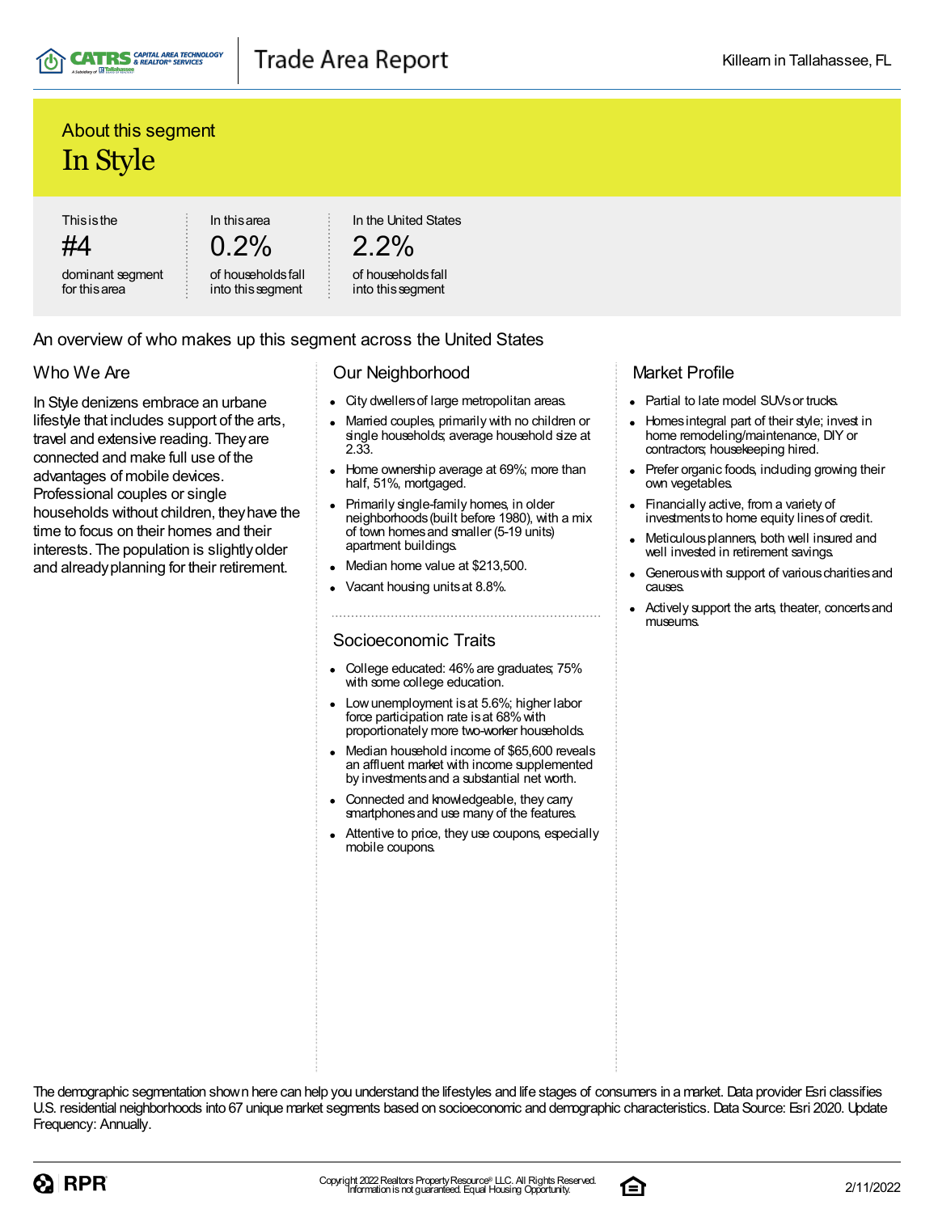## About this segment

# In Style

This is the **#4** dominant segment for this area

In this area **0.2%** of households fall into this segment

In the United States **2.2%** of households fall into this segment

## An overview of who makes up this segment across the United States

### Who We Are

In Style denizens embrace an urbane lifestyle that includes support of the arts, travel and extensive reading. They are connected and make full use of the advantages of mobile devices. Professional couples or single households without children, they have the time to focus on their homes and their interests. The population is slightly older and already planning for their retirement.

### Our Neighborhood

- City dwellers of large metropolitan areas.
- Married couples, primarily with no children or single households; average household size at 2.33.
- Home ownership average at 69%; more than half, 51%, mortgaged.
- Primarily single-family homes, in older neighborhoods (built before 1980), with a mix of town homes and smaller (5-19 units) apartment buildings.
- Median home value at $213,500.
- Vacant housing units at 8.8%.

### Socioeconomic Traits

- College educated: 46% are graduates; 75% with some college education.
- Low unemployment is at 5.6%; higher labor force participation rate is at 68% with proportionately more two-worker households.
- Median household income of $65,600 reveals an affluent market with income supplemented by investments and a substantial net worth.
- Connected and knowledgeable, they carry smartphones and use many of the features.
- Attentive to price, they use coupons, especially mobile coupons.

### Market Profile

- Partial to late model SUVs or trucks.
- Homes integral part of their style; invest in home remodeling/maintenance, DIY or contractors; housekeeping hired.
- Prefer organic foods, including growing their own vegetables.
- Financially active, from a variety of investments to home equity lines of credit.
- Meticulous planners, both well insured and well invested in retirement savings.
- Generous with support of various charities and causes.
- Actively support the arts, theater, concerts and museums.

The demographic segmentation shown here can help you understand the lifestyles and life stages of consumers in a market. Data provider Esri classifies U.S. residential neighborhoods into 67 unique market segments based on socioeconomic and demographic characteristics. Data Source: Esri 2020. Update Frequency: Annually.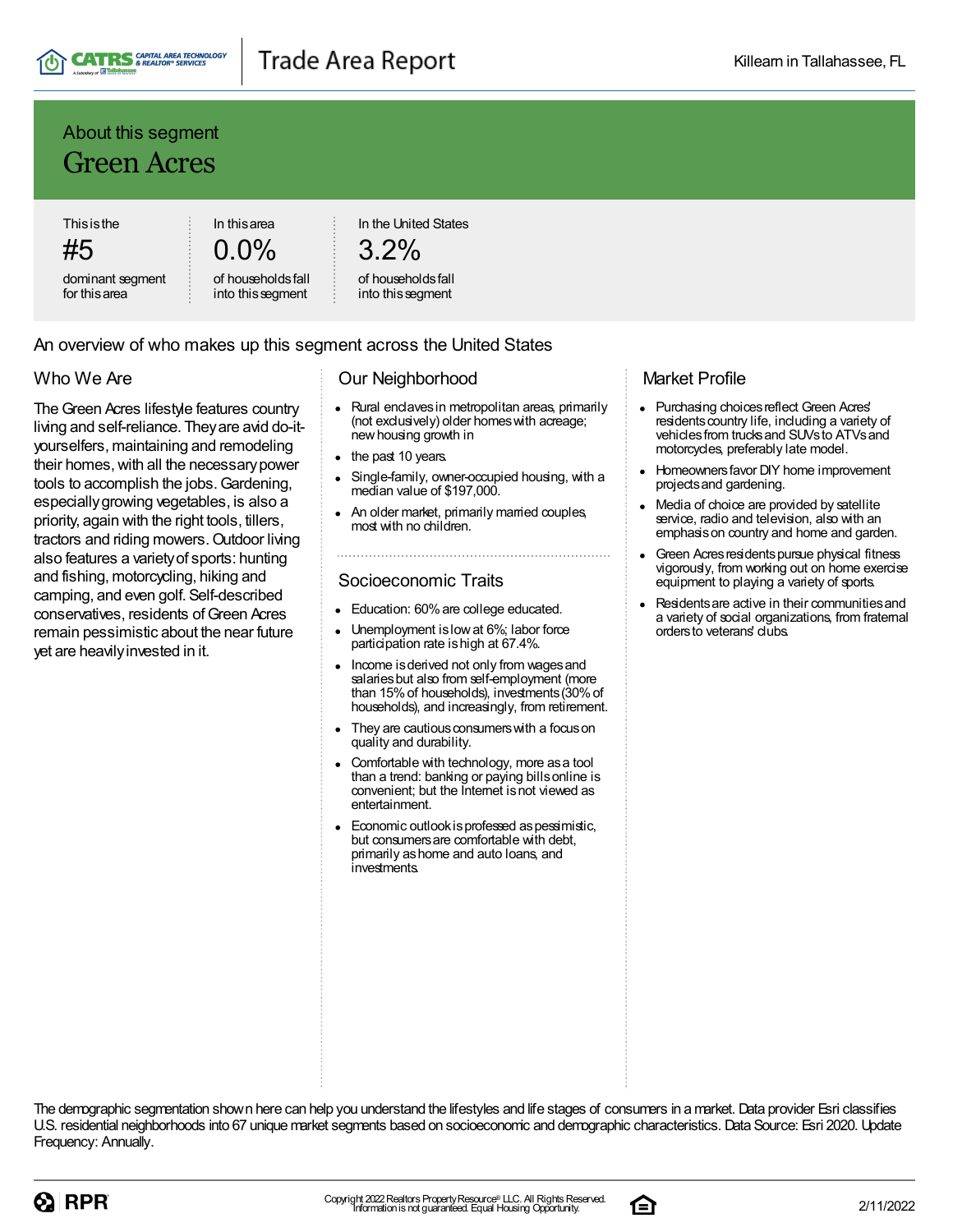## About this segment

# Green Acres

| This is the | In this area | In the United States |
|---|---|---|
| #5 | 0.0% | 3.2% |
| dominant segment for this area | of households fall into this segment | of households fall into this segment |

## An overview of who makes up this segment across the United States

### Who We Are

The Green Acres lifestyle features country living and self-reliance. They are avid do-it-yourselfers, maintaining and remodeling their homes, with all the necessary power tools to accomplish the jobs. Gardening, especially growing vegetables, is also a priority, again with the right tools, tillers, tractors and riding mowers. Outdoor living also features a variety of sports: hunting and fishing, motorcycling, hiking and camping, and even golf. Self-described conservatives, residents of Green Acres remain pessimistic about the near future yet are heavily invested in it.

### Our Neighborhood

- Rural enclaves in metropolitan areas, primarily (not exclusively) older homes with acreage; new housing growth in
- the past 10 years.
- Single-family, owner-occupied housing, with a median value of $197,000.
- An older market, primarily married couples, most with no children.

### Socioeconomic Traits

- Education: 60% are college educated.
- Unemployment is low at 6%; labor force participation rate is high at 67.4%.
- Income is derived not only from wages and salaries but also from self-employment (more than 15% of households), investments (30% of households), and increasingly, from retirement.
- They are cautious consumers with a focus on quality and durability.
- Comfortable with technology, more as a tool than a trend: banking or paying bills online is convenient; but the Internet is not viewed as entertainment.
- Economic outlook is professed as pessimistic, but consumers are comfortable with debt, primarily as home and auto loans, and investments.

### Market Profile

- Purchasing choices reflect Green Acres' residents country life, including a variety of vehicles from trucks and SUVs to ATVs and motorcycles, preferably late model.
- Homeowners favor DIY home improvement projects and gardening.
- Media of choice are provided by satellite service, radio and television, also with an emphasis on country and home and garden.
- Green Acres residents pursue physical fitness vigorously, from working out on home exercise equipment to playing a variety of sports.
- Residents are active in their communities and a variety of social organizations, from fraternal orders to veterans' clubs.

The demographic segmentation shown here can help you understand the lifestyles and life stages of consumers in a market. Data provider Esri classifies U.S. residential neighborhoods into 67 unique market segments based on socioeconomic and demographic characteristics. Data Source: Esri 2020. Update Frequency: Annually.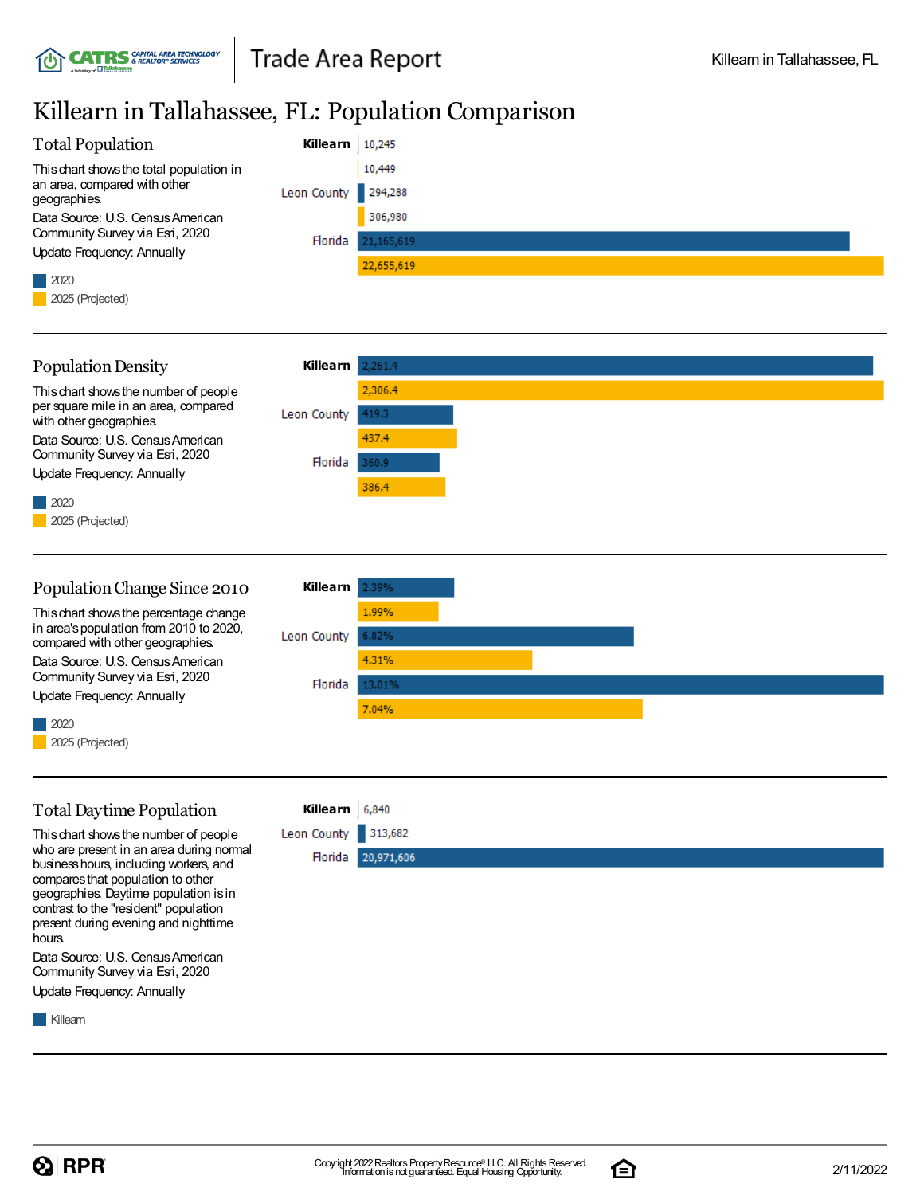# Killearn in Tallahassee, FL: Population Comparison

## Total Population

This chart shows the total population in an area, compared with other geographies.

Data Source: U.S. Census American Community Survey via Esri, 2020

Update Frequency: Annually

| | 2020 | 2025 (Projected) |
|---|---|---|
| Killearn | 10,245 | 10,449 |
| Leon County | 294,288 | 306,980 |
| Florida | 21,165,619 | 22,655,619 |

## Population Density

This chart shows the number of people per square mile in an area, compared with other geographies.

Data Source: U.S. Census American Community Survey via Esri, 2020

Update Frequency: Annually

| | 2020 | 2025 (Projected) |
|---|---|---|
| Killearn | 2,261.4 | 2,306.4 |
| Leon County | 419.3 | 437.4 |
| Florida | 360.9 | 386.4 |

## Population Change Since 2010

This chart shows the percentage change in area's population from 2010 to 2020, compared with other geographies.

Data Source: U.S. Census American Community Survey via Esri, 2020

Update Frequency: Annually

| | 2020 | 2025 (Projected) |
|---|---|---|
| Killearn | 2.39% | 1.99% |
| Leon County | 6.82% | 4.31% |
| Florida | 13.01% | 7.04% |

## Total Daytime Population

This chart shows the number of people who are present in an area during normal business hours, including workers, and compares that population to other geographies. Daytime population is in contrast to the "resident" population present during evening and nighttime hours.

Data Source: U.S. Census American Community Survey via Esri, 2020

Update Frequency: Annually

| | Killearn |
|---|---|
| Killearn | 6,840 |
| Leon County | 313,682 |
| Florida | 20,971,606 |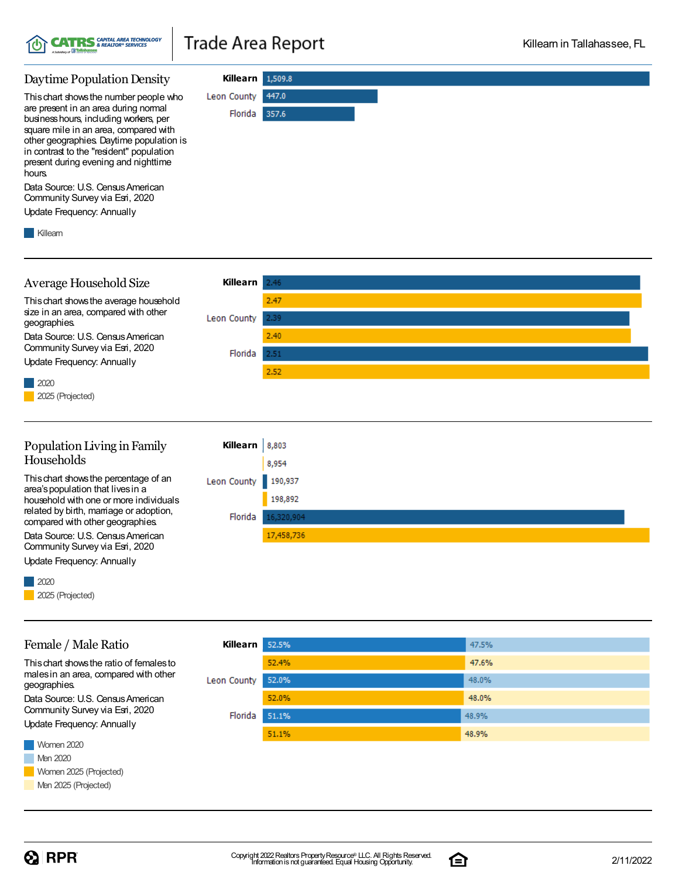# Daytime Population Density

This chart shows the number people who are present in an area during normal business hours, including workers, per square mile in an area, compared with other geographies. Daytime population is in contrast to the "resident" population present during evening and nighttime hours.

Data Source: U.S. Census American Community Survey via Esri, 2020

Update Frequency: Annually

| Geography | Killearn |
|---|---|
| **Killearn** | 1,509.8 |
| Leon County | 447.0 |
| Florida | 357.6 |

# Average Household Size

This chart shows the average household size in an area, compared with other geographies.

Data Source: U.S. Census American Community Survey via Esri, 2020

Update Frequency: Annually

| Geography | 2020 | 2025 (Projected) |
|---|---|---|
| **Killearn** | 2.46 | 2.47 |
| Leon County | 2.39 | 2.40 |
| Florida | 2.51 | 2.52 |

# Population Living in Family Households

This chart shows the percentage of an area's population that lives in a household with one or more individuals related by birth, marriage or adoption, compared with other geographies.

Data Source: U.S. Census American Community Survey via Esri, 2020

Update Frequency: Annually

| Geography | 2020 | 2025 (Projected) |
|---|---|---|
| **Killearn** | 8,803 | 8,954 |
| Leon County | 190,937 | 198,892 |
| Florida | 16,320,904 | 17,458,736 |

# Female / Male Ratio

This chart shows the ratio of females to males in an area, compared with other geographies.

Data Source: U.S. Census American Community Survey via Esri, 2020

Update Frequency: Annually

| Geography | Women 2020 | Men 2020 | Women 2025 (Projected) | Men 2025 (Projected) |
|---|---|---|---|---|
| **Killearn** | 52.5% | 47.5% | 52.4% | 47.6% |
| Leon County | 52.0% | 48.0% | 52.0% | 48.0% |
| Florida | 51.1% | 48.9% | 51.1% | 48.9% |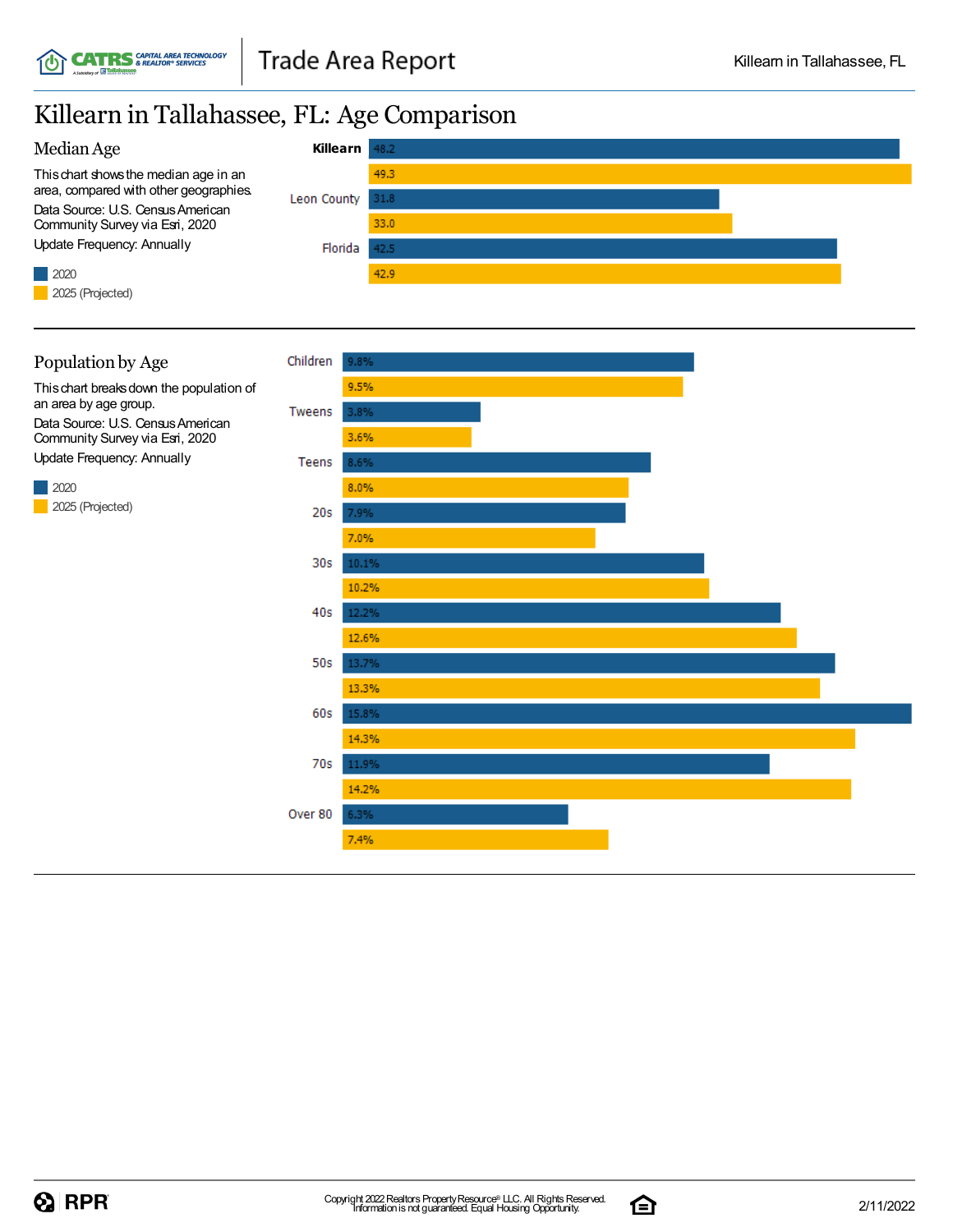# Killearn in Tallahassee, FL: Age Comparison

## Median Age

This chart shows the median age in an area, compared with other geographies.

Data Source: U.S. Census American Community Survey via Esri, 2020

Update Frequency: Annually

| Geography | 2020 | 2025 (Projected) |
|---|---|---|
| **Killearn** | 48.2 | 49.3 |
| Leon County | 31.8 | 33.0 |
| Florida | 42.5 | 42.9 |

## Population by Age

This chart breaks down the population of an area by age group.

Data Source: U.S. Census American Community Survey via Esri, 2020

Update Frequency: Annually

| Age Group | 2020 | 2025 (Projected) |
|---|---|---|
| Children | 9.8% | 9.5% |
| Tweens | 3.8% | 3.6% |
| Teens | 8.6% | 8.0% |
| 20s | 7.9% | 7.0% |
| 30s | 10.1% | 10.2% |
| 40s | 12.2% | 12.6% |
| 50s | 13.7% | 13.3% |
| 60s | 15.8% | 14.3% |
| 70s | 11.9% | 14.2% |
| Over 80 | 6.3% | 7.4% |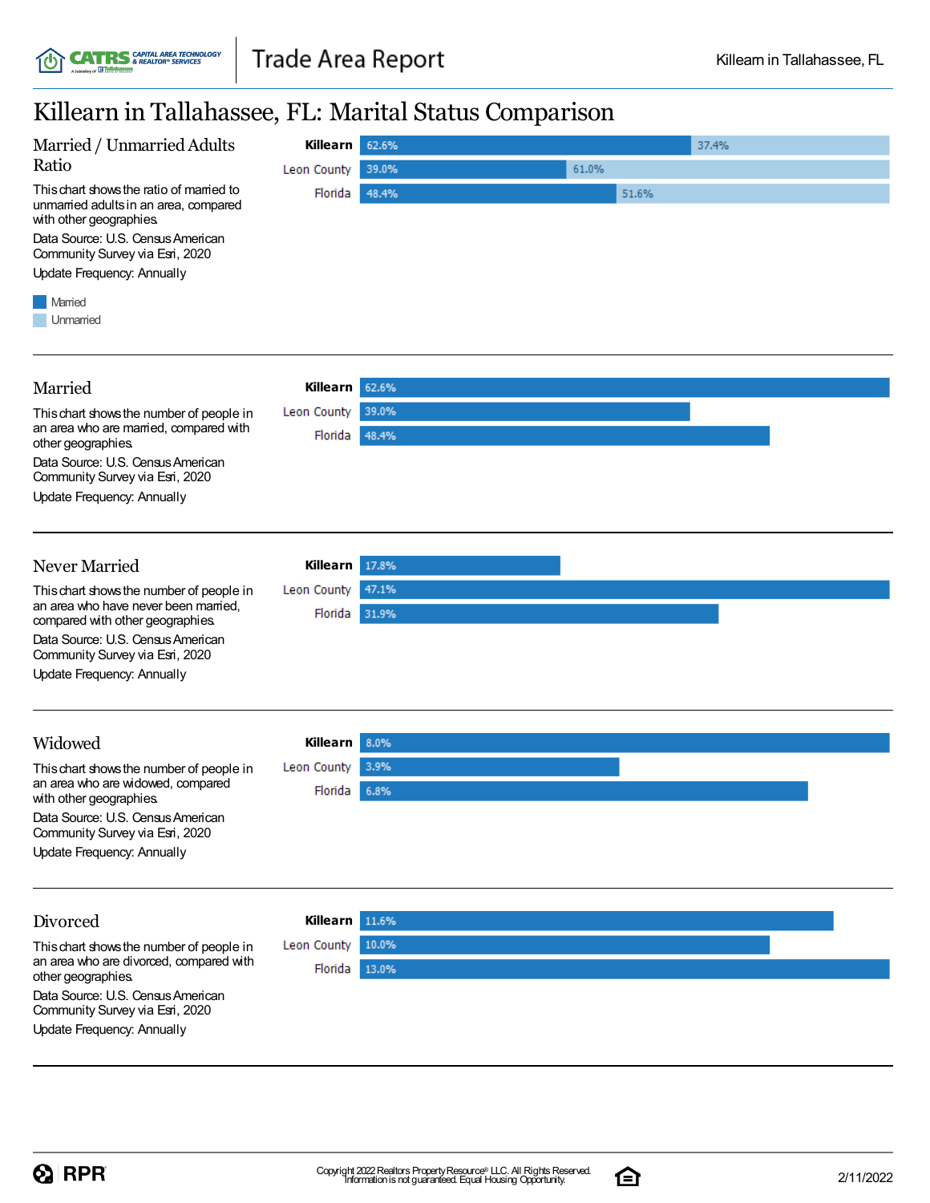# Killearn in Tallahassee, FL: Marital Status Comparison

## Married / Unmarried Adults Ratio

This chart shows the ratio of married to unmarried adults in an area, compared with other geographies.

Data Source: U.S. Census American Community Survey via Esri, 2020

Update Frequency: Annually

| | Married | Unmarried |
|---|---|---|
| **Killearn** | 62.6% | 37.4% |
| Leon County | 39.0% | 61.0% |
| Florida | 48.4% | 51.6% |

## Married

This chart shows the number of people in an area who are married, compared with other geographies.

Data Source: U.S. Census American Community Survey via Esri, 2020

Update Frequency: Annually

| | |
|---|---|
| **Killearn** | 62.6% |
| Leon County | 39.0% |
| Florida | 48.4% |

## Never Married

This chart shows the number of people in an area who have never been married, compared with other geographies.

Data Source: U.S. Census American Community Survey via Esri, 2020

Update Frequency: Annually

| | |
|---|---|
| **Killearn** | 17.8% |
| Leon County | 47.1% |
| Florida | 31.9% |

## Widowed

This chart shows the number of people in an area who are widowed, compared with other geographies.

Data Source: U.S. Census American Community Survey via Esri, 2020

Update Frequency: Annually

| | |
|---|---|
| **Killearn** | 8.0% |
| Leon County | 3.9% |
| Florida | 6.8% |

## Divorced

This chart shows the number of people in an area who are divorced, compared with other geographies.

Data Source: U.S. Census American Community Survey via Esri, 2020

Update Frequency: Annually

| | |
|---|---|
| **Killearn** | 11.6% |
| Leon County | 10.0% |
| Florida | 13.0% |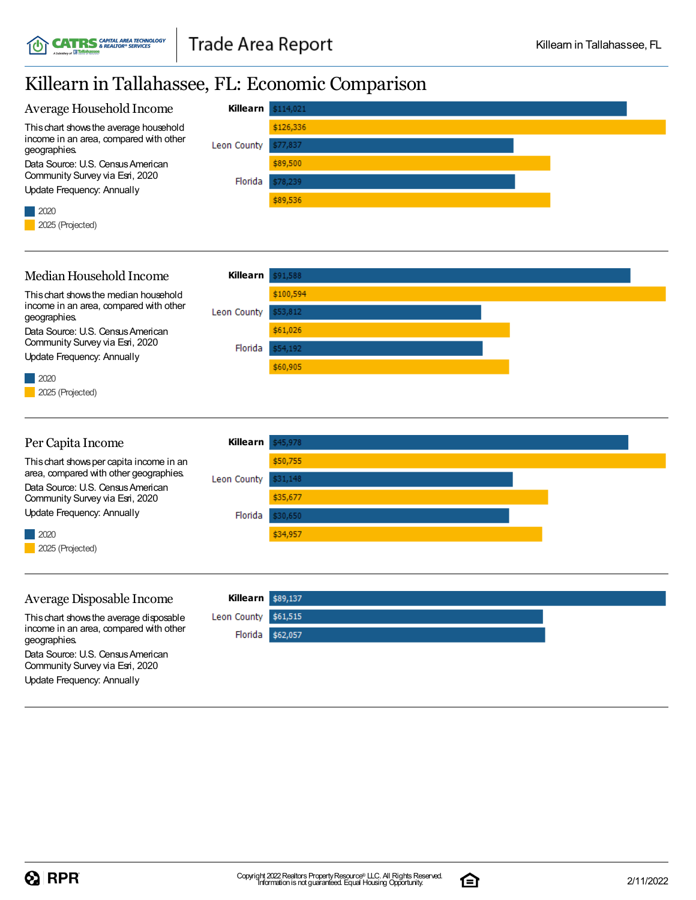# Killearn in Tallahassee, FL: Economic Comparison

## Average Household Income

This chart shows the average household income in an area, compared with other geographies.

Data Source: U.S. Census American Community Survey via Esri, 2020

Update Frequency: Annually

| Geography | 2020 | 2025 (Projected) |
|---|---|---|
| Killearn | $114,021 | $126,336 |
| Leon County | $77,837 | $89,500 |
| Florida | $78,239 | $89,536 |

## Median Household Income

This chart shows the median household income in an area, compared with other geographies.

Data Source: U.S. Census American Community Survey via Esri, 2020

Update Frequency: Annually

| Geography | 2020 | 2025 (Projected) |
|---|---|---|
| Killearn | $91,588 | $100,594 |
| Leon County | $53,812 | $61,026 |
| Florida | $54,192 | $60,905 |

## Per Capita Income

This chart shows per capita income in an area, compared with other geographies.

Data Source: U.S. Census American Community Survey via Esri, 2020

Update Frequency: Annually

| Geography | 2020 | 2025 (Projected) |
|---|---|---|
| Killearn | $45,978 | $50,755 |
| Leon County | $31,148 | $35,677 |
| Florida | $30,650 | $34,957 |

## Average Disposable Income

This chart shows the average disposable income in an area, compared with other geographies.

Data Source: U.S. Census American Community Survey via Esri, 2020

Update Frequency: Annually

| Geography | Average Disposable Income |
|---|---|
| Killearn | $89,137 |
| Leon County | $61,515 |
| Florida | $62,057 |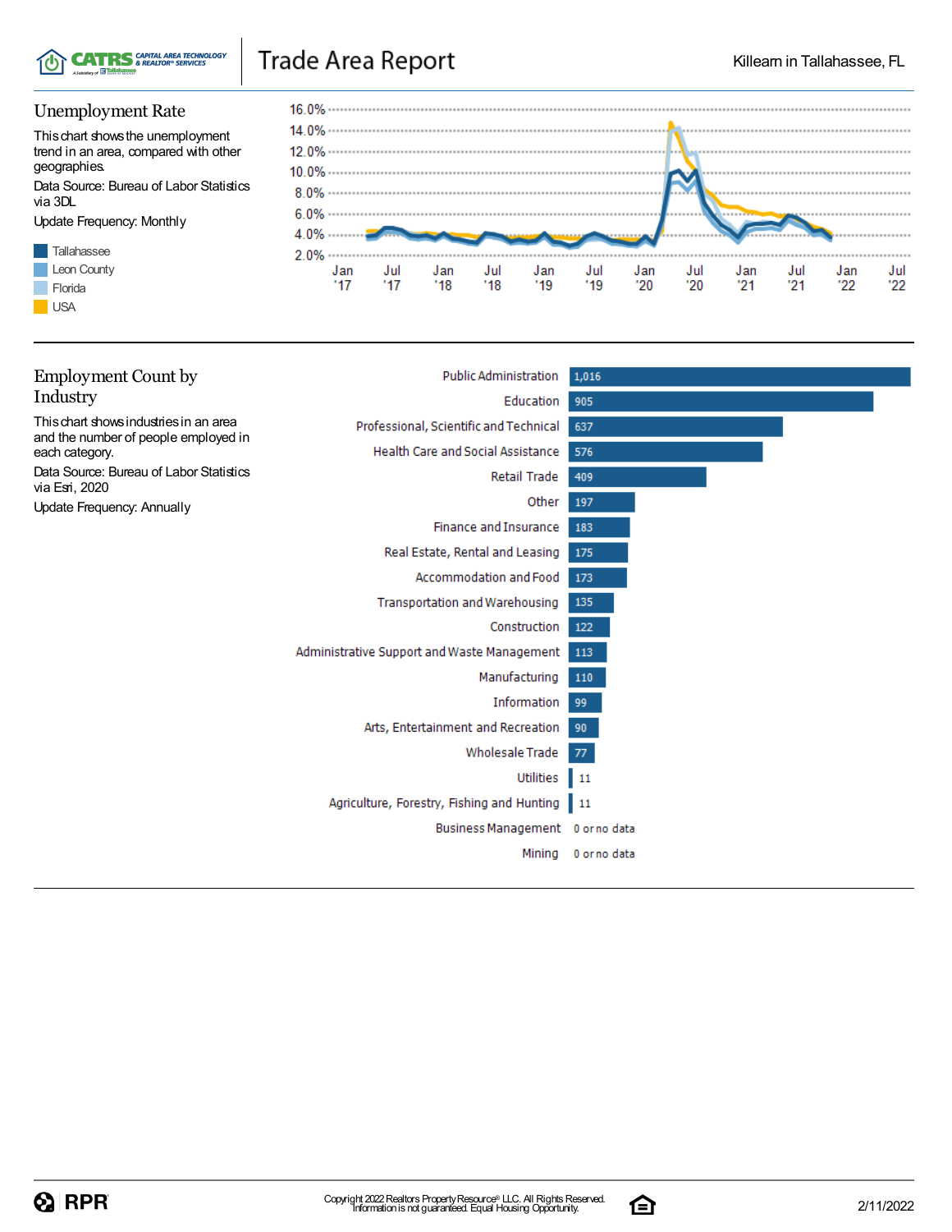## Unemployment Rate

This chart shows the unemployment trend in an area, compared with other geographies.

Data Source: Bureau of Labor Statistics via 3DL

Update Frequency: Monthly

- Tallahassee
- Leon County
- Florida
- USA

## Employment Count by Industry

This chart shows industries in an area and the number of people employed in each category.

Data Source: Bureau of Labor Statistics via Esri, 2020

Update Frequency: Annually

| Industry | Count |
|---|---|
| Public Administration | 1,016 |
| Education | 905 |
| Professional, Scientific and Technical | 637 |
| Health Care and Social Assistance | 576 |
| Retail Trade | 409 |
| Other | 197 |
| Finance and Insurance | 183 |
| Real Estate, Rental and Leasing | 175 |
| Accommodation and Food | 173 |
| Transportation and Warehousing | 135 |
| Construction | 122 |
| Administrative Support and Waste Management | 113 |
| Manufacturing | 110 |
| Information | 99 |
| Arts, Entertainment and Recreation | 90 |
| Wholesale Trade | 77 |
| Utilities | 11 |
| Agriculture, Forestry, Fishing and Hunting | 11 |
| Business Management | 0 or no data |
| Mining | 0 or no data |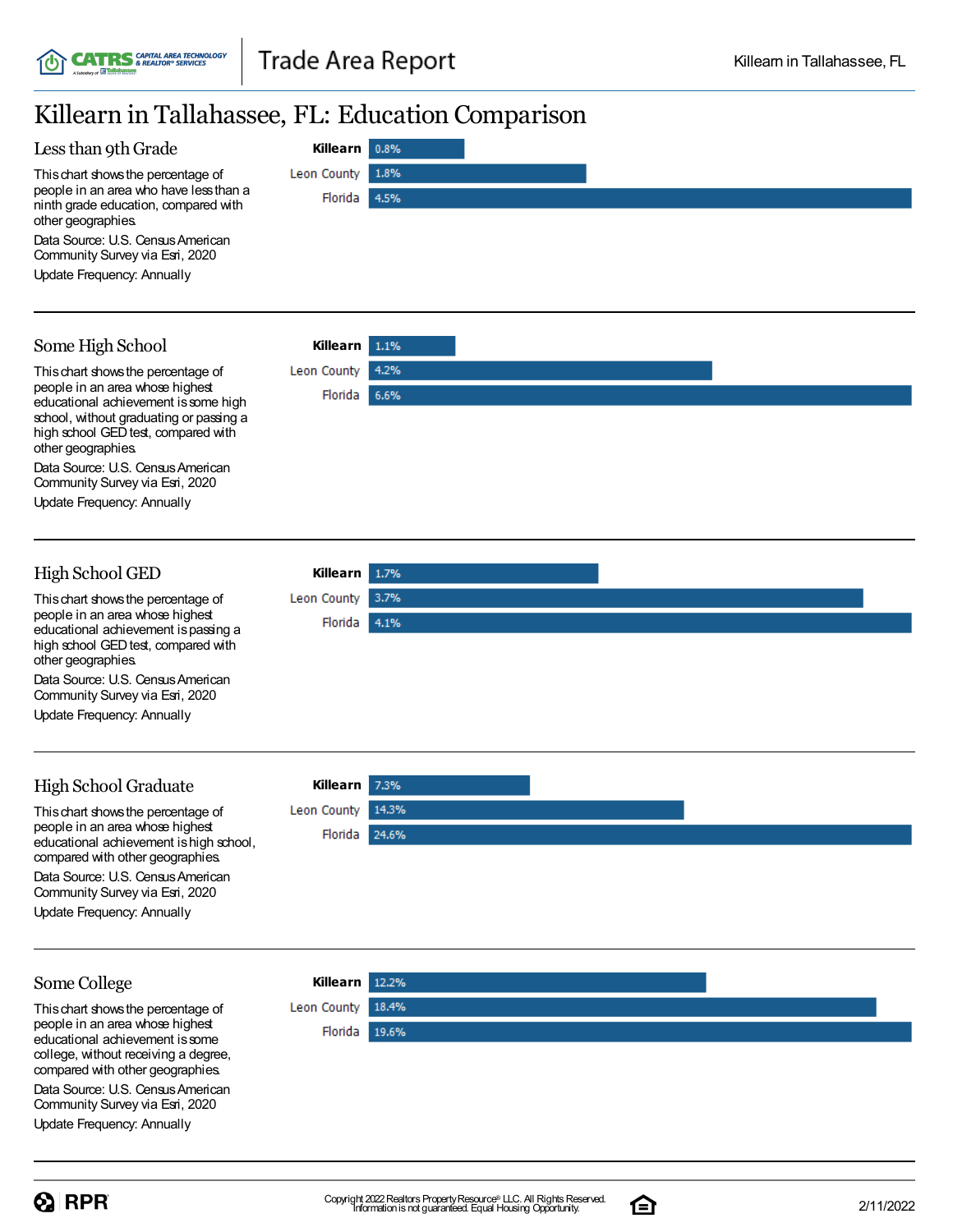# Killearn in Tallahassee, FL: Education Comparison

## Less than 9th Grade

This chart shows the percentage of people in an area who have less than a ninth grade education, compared with other geographies.

Data Source: U.S. Census American Community Survey via Esri, 2020

Update Frequency: Annually

| Area | Percentage |
|---|---|
| **Killearn** | 0.8% |
| Leon County | 1.8% |
| Florida | 4.5% |

---

## Some High School

This chart shows the percentage of people in an area whose highest educational achievement is some high school, without graduating or passing a high school GED test, compared with other geographies.

Data Source: U.S. Census American Community Survey via Esri, 2020

Update Frequency: Annually

| Area | Percentage |
|---|---|
| **Killearn** | 1.1% |
| Leon County | 4.2% |
| Florida | 6.6% |

---

## High School GED

This chart shows the percentage of people in an area whose highest educational achievement is passing a high school GED test, compared with other geographies.

Data Source: U.S. Census American Community Survey via Esri, 2020

Update Frequency: Annually

| Area | Percentage |
|---|---|
| **Killearn** | 1.7% |
| Leon County | 3.7% |
| Florida | 4.1% |

---

## High School Graduate

This chart shows the percentage of people in an area whose highest educational achievement is high school, compared with other geographies.

Data Source: U.S. Census American Community Survey via Esri, 2020

Update Frequency: Annually

| Area | Percentage |
|---|---|
| **Killearn** | 7.3% |
| Leon County | 14.3% |
| Florida | 24.6% |

---

## Some College

This chart shows the percentage of people in an area whose highest educational achievement is some college, without receiving a degree, compared with other geographies.

Data Source: U.S. Census American Community Survey via Esri, 2020

Update Frequency: Annually

| Area | Percentage |
|---|---|
| **Killearn** | 12.2% |
| Leon County | 18.4% |
| Florida | 19.6% |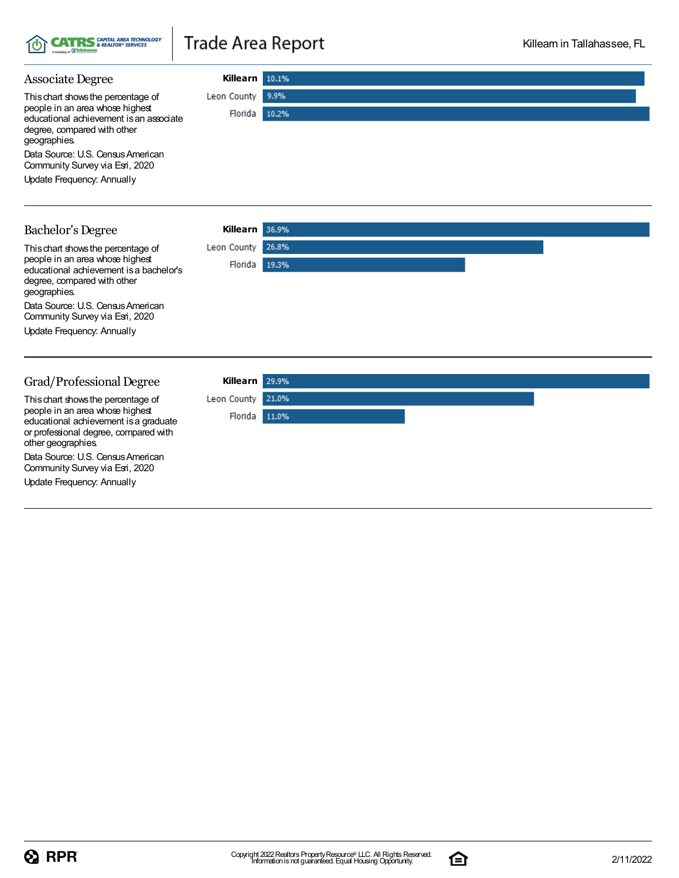## Associate Degree

This chart shows the percentage of people in an area whose highest educational achievement is an associate degree, compared with other geographies.

Data Source: U.S. Census American Community Survey via Esri, 2020

Update Frequency: Annually

| Area | Percentage |
|---|---|
| **Killearn** | 10.1% |
| Leon County | 9.9% |
| Florida | 10.2% |

## Bachelor's Degree

This chart shows the percentage of people in an area whose highest educational achievement is a bachelor's degree, compared with other geographies.

Data Source: U.S. Census American Community Survey via Esri, 2020

Update Frequency: Annually

| Area | Percentage |
|---|---|
| **Killearn** | 36.9% |
| Leon County | 26.8% |
| Florida | 19.3% |

## Grad/Professional Degree

This chart shows the percentage of people in an area whose highest educational achievement is a graduate or professional degree, compared with other geographies.

Data Source: U.S. Census American Community Survey via Esri, 2020

Update Frequency: Annually

| Area | Percentage |
|---|---|
| **Killearn** | 29.9% |
| Leon County | 21.0% |
| Florida | 11.0% |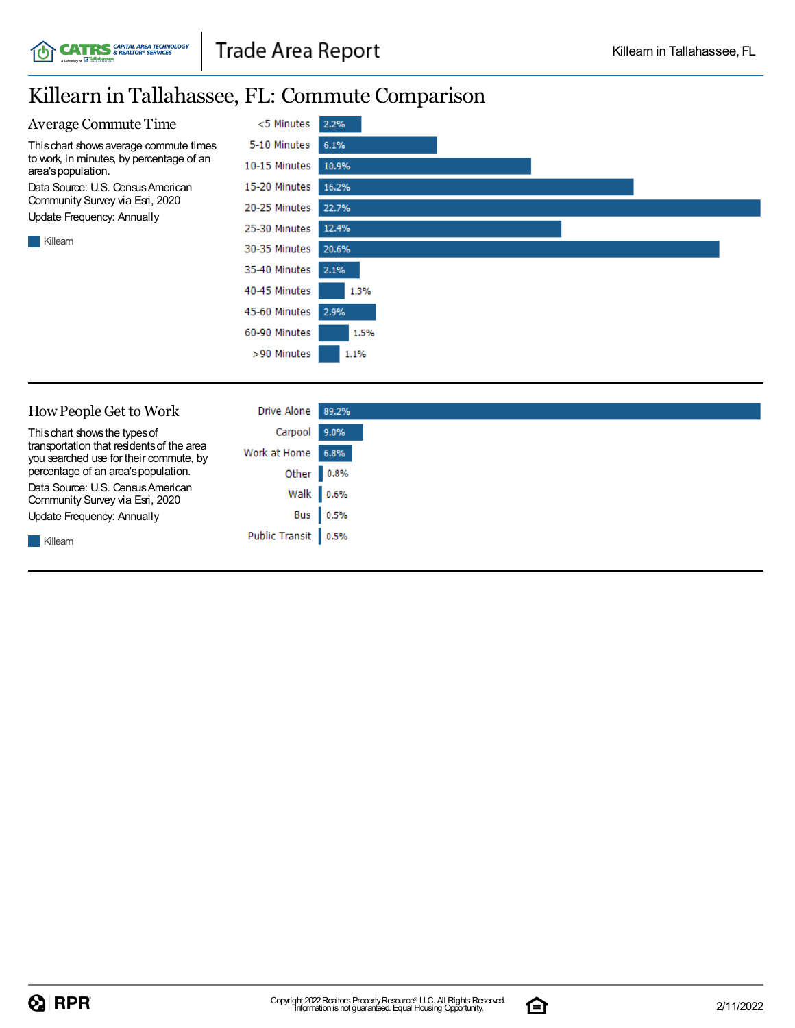# Killearn in Tallahassee, FL: Commute Comparison

## Average Commute Time

This chart shows average commute times to work, in minutes, by percentage of an area's population.

Data Source: U.S. Census American Community Survey via Esri, 2020

Update Frequency: Annually

| Commute Time | Killearn |
|---|---|
| <5 Minutes | 2.2% |
| 5-10 Minutes | 6.1% |
| 10-15 Minutes | 10.9% |
| 15-20 Minutes | 16.2% |
| 20-25 Minutes | 22.7% |
| 25-30 Minutes | 12.4% |
| 30-35 Minutes | 20.6% |
| 35-40 Minutes | 2.1% |
| 40-45 Minutes | 1.3% |
| 45-60 Minutes | 2.9% |
| 60-90 Minutes | 1.5% |
| >90 Minutes | 1.1% |

## How People Get to Work

This chart shows the types of transportation that residents of the area you searched use for their commute, by percentage of an area's population.

Data Source: U.S. Census American Community Survey via Esri, 2020

Update Frequency: Annually

| Transportation | Killearn |
|---|---|
| Drive Alone | 89.2% |
| Carpool | 9.0% |
| Work at Home | 6.8% |
| Other | 0.8% |
| Walk | 0.6% |
| Bus | 0.5% |
| Public Transit | 0.5% |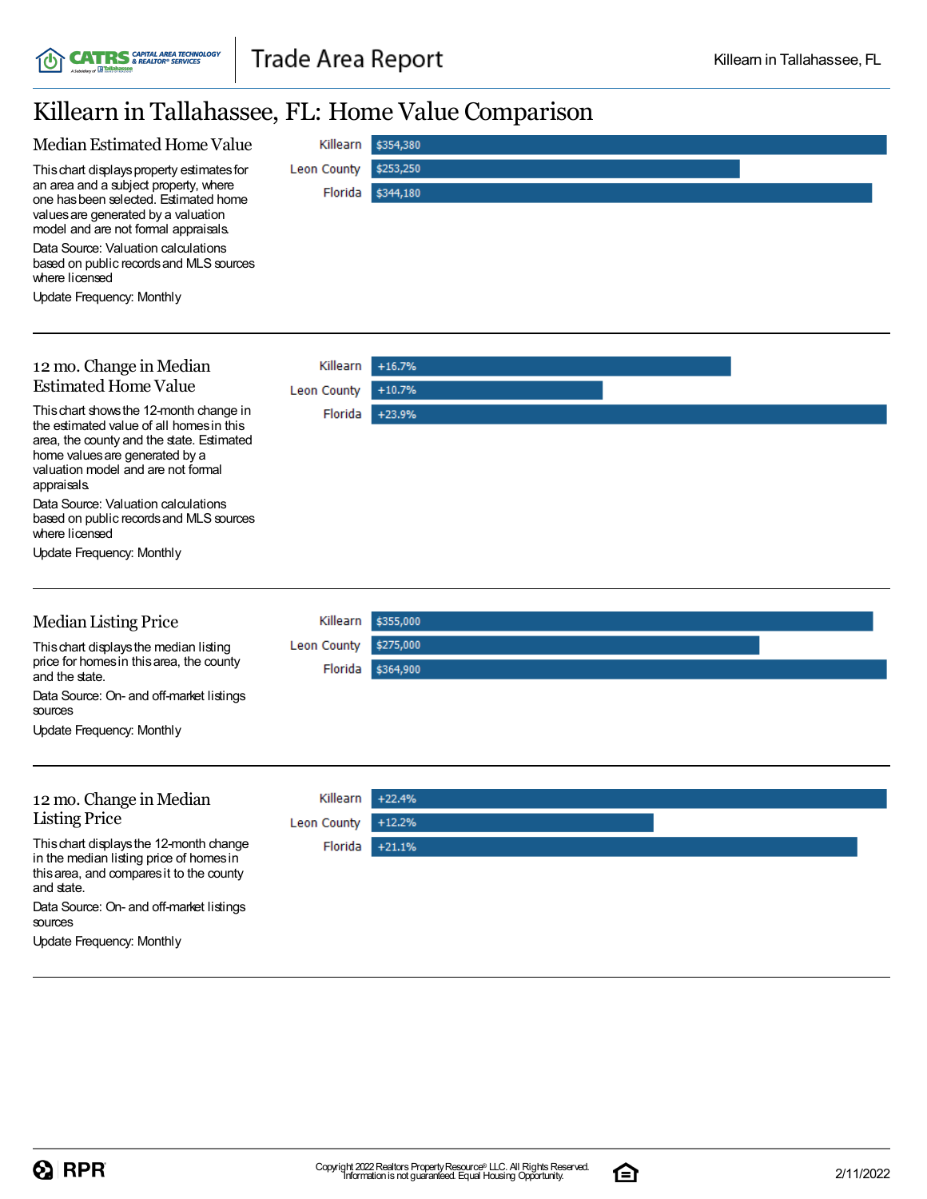# Killearn in Tallahassee, FL: Home Value Comparison

## Median Estimated Home Value

This chart displays property estimates for an area and a subject property, where one has been selected. Estimated home values are generated by a valuation model and are not formal appraisals.

Data Source: Valuation calculations based on public records and MLS sources where licensed

Update Frequency: Monthly

| Area | Value |
|---|---|
| Killearn | $354,380 |
| Leon County | $253,250 |
| Florida | $344,180 |

## 12 mo. Change in Median Estimated Home Value

This chart shows the 12-month change in the estimated value of all homes in this area, the county and the state. Estimated home values are generated by a valuation model and are not formal appraisals.

Data Source: Valuation calculations based on public records and MLS sources where licensed

Update Frequency: Monthly

| Area | Change |
|---|---|
| Killearn | +16.7% |
| Leon County | +10.7% |
| Florida | +23.9% |

## Median Listing Price

This chart displays the median listing price for homes in this area, the county and the state.

Data Source: On- and off-market listings sources

Update Frequency: Monthly

| Area | Price |
|---|---|
| Killearn | $355,000 |
| Leon County | $275,000 |
| Florida | $364,900 |

## 12 mo. Change in Median Listing Price

This chart displays the 12-month change in the median listing price of homes in this area, and compares it to the county and state.

Data Source: On- and off-market listings sources

Update Frequency: Monthly

| Area | Change |
|---|---|
| Killearn | +22.4% |
| Leon County | +12.2% |
| Florida | +21.1% |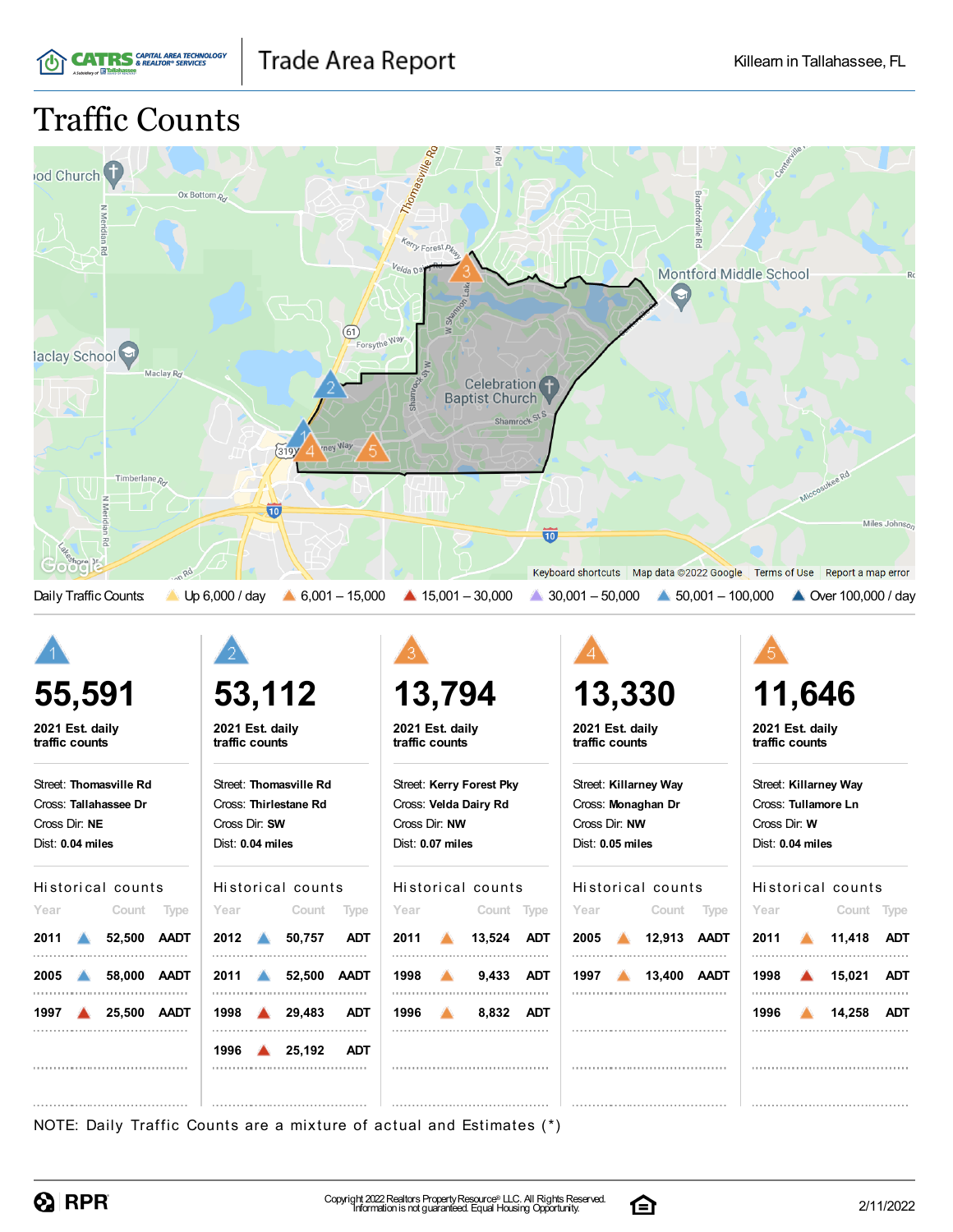# Traffic Counts

Daily Traffic Counts: Up 6,000 / day | 6,001 – 15,000 | 15,001 – 30,000 | 30,001 – 50,000 | 50,001 – 100,000 | Over 100,000 / day

## 1

**55,591**

**2021 Est. daily traffic counts**

Street: **Thomasville Rd**
Cross: **Tallahassee Dr**
Cross Dir: **NE**
Dist: **0.04 miles**

Historical counts

| Year | Count | Type |
|---|---|---|
| 2011 | 52,500 | AADT |
| 2005 | 58,000 | AADT |
| 1997 | 25,500 | AADT |

## 2

**53,112**

**2021 Est. daily traffic counts**

Street: **Thomasville Rd**
Cross: **Thirlestane Rd**
Cross Dir: **SW**
Dist: **0.04 miles**

Historical counts

| Year | Count | Type |
|---|---|---|
| 2012 | 50,757 | ADT |
| 2011 | 52,500 | AADT |
| 1998 | 29,483 | ADT |
| 1996 | 25,192 | ADT |

## 3

**13,794**

**2021 Est. daily traffic counts**

Street: **Kerry Forest Pky**
Cross: **Velda Dairy Rd**
Cross Dir: **NW**
Dist: **0.07 miles**

Historical counts

| Year | Count | Type |
|---|---|---|
| 2011 | 13,524 | ADT |
| 1998 | 9,433 | ADT |
| 1996 | 8,832 | ADT |

## 4

**13,330**

**2021 Est. daily traffic counts**

Street: **Killarney Way**
Cross: **Monaghan Dr**
Cross Dir: **NW**
Dist: **0.05 miles**

Historical counts

| Year | Count | Type |
|---|---|---|
| 2005 | 12,913 | AADT |
| 1997 | 13,400 | AADT |

## 5

**11,646**

**2021 Est. daily traffic counts**

Street: **Killarney Way**
Cross: **Tullamore Ln**
Cross Dir: **W**
Dist: **0.04 miles**

Historical counts

| Year | Count | Type |
|---|---|---|
| 2011 | 11,418 | ADT |
| 1998 | 15,021 | ADT |
| 1996 | 14,258 | ADT |

NOTE: Daily Traffic Counts are a mixture of actual and Estimates (*)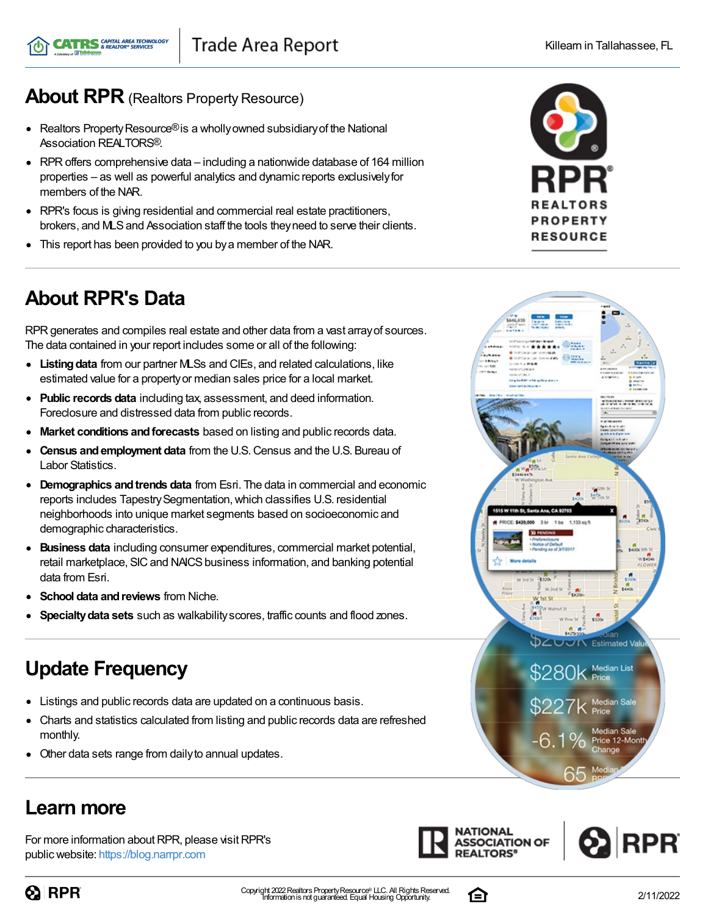## About RPR (Realtors Property Resource)

- Realtors Property Resource® is a wholly owned subsidiary of the National Association REALTORS®.
- RPR offers comprehensive data – including a nationwide database of 164 million properties – as well as powerful analytics and dynamic reports exclusively for members of the NAR.
- RPR's focus is giving residential and commercial real estate practitioners, brokers, and MLS and Association staff the tools they need to serve their clients.
- This report has been provided to you by a member of the NAR.

## About RPR's Data

RPR generates and compiles real estate and other data from a vast array of sources. The data contained in your report includes some or all of the following:

- **Listing data** from our partner MLSs and CIEs, and related calculations, like estimated value for a property or median sales price for a local market.
- **Public records data** including tax, assessment, and deed information. Foreclosure and distressed data from public records.
- **Market conditions and forecasts** based on listing and public records data.
- **Census and employment data** from the U.S. Census and the U.S. Bureau of Labor Statistics.
- **Demographics and trends data** from Esri. The data in commercial and economic reports includes Tapestry Segmentation, which classifies U.S. residential neighborhoods into unique market segments based on socioeconomic and demographic characteristics.
- **Business data** including consumer expenditures, commercial market potential, retail marketplace, SIC and NAICS business information, and banking potential data from Esri.
- **School data and reviews** from Niche.
- **Specialty data sets** such as walkability scores, traffic counts and flood zones.

## Update Frequency

- Listings and public records data are updated on a continuous basis.
- Charts and statistics calculated from listing and public records data are refreshed monthly.
- Other data sets range from daily to annual updates.

## Learn more

For more information about RPR, please visit RPR's public website: https://blog.narrpr.com